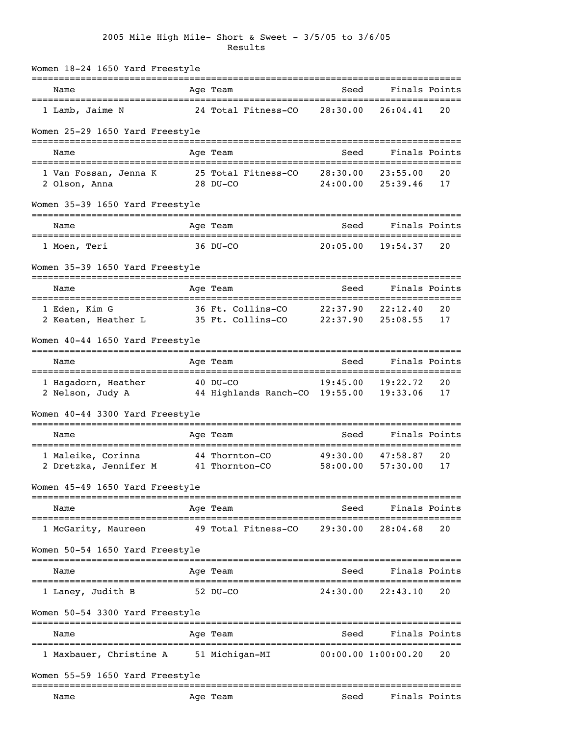# 2005 Mile High Mile- Short & Sweet - 3/5/05 to 3/6/05

## Results

### Women 18-24 1650 Yard Freestyle

| | Name | Age | Team | Seed | Finals | Points |
|---|---|---|---|---|---|---|
| 1 | Lamb, Jaime N | 24 | Total Fitness-CO | 28:30.00 | 26:04.41 | 20 |

### Women 25-29 1650 Yard Freestyle

| | Name | Age | Team | Seed | Finals | Points |
|---|---|---|---|---|---|---|
| 1 | Van Fossan, Jenna K | 25 | Total Fitness-CO | 28:30.00 | 23:55.00 | 20 |
| 2 | Olson, Anna | 28 | DU-CO | 24:00.00 | 25:39.46 | 17 |

### Women 35-39 1650 Yard Freestyle

| | Name | Age | Team | Seed | Finals | Points |
|---|---|---|---|---|---|---|
| 1 | Moen, Teri | 36 | DU-CO | 20:05.00 | 19:54.37 | 20 |

### Women 35-39 1650 Yard Freestyle

| | Name | Age | Team | Seed | Finals | Points |
|---|---|---|---|---|---|---|
| 1 | Eden, Kim G | 36 | Ft. Collins-CO | 22:37.90 | 22:12.40 | 20 |
| 2 | Keaten, Heather L | 35 | Ft. Collins-CO | 22:37.90 | 25:08.55 | 17 |

### Women 40-44 1650 Yard Freestyle

| | Name | Age | Team | Seed | Finals | Points |
|---|---|---|---|---|---|---|
| 1 | Hagadorn, Heather | 40 | DU-CO | 19:45.00 | 19:22.72 | 20 |
| 2 | Nelson, Judy A | 44 | Highlands Ranch-CO | 19:55.00 | 19:33.06 | 17 |

### Women 40-44 3300 Yard Freestyle

| | Name | Age | Team | Seed | Finals | Points |
|---|---|---|---|---|---|---|
| 1 | Maleike, Corinna | 44 | Thornton-CO | 49:30.00 | 47:58.87 | 20 |
| 2 | Dretzka, Jennifer M | 41 | Thornton-CO | 58:00.00 | 57:30.00 | 17 |

### Women 45-49 1650 Yard Freestyle

| | Name | Age | Team | Seed | Finals | Points |
|---|---|---|---|---|---|---|
| 1 | McGarity, Maureen | 49 | Total Fitness-CO | 29:30.00 | 28:04.68 | 20 |

### Women 50-54 1650 Yard Freestyle

| | Name | Age | Team | Seed | Finals | Points |
|---|---|---|---|---|---|---|
| 1 | Laney, Judith B | 52 | DU-CO | 24:30.00 | 22:43.10 | 20 |

### Women 50-54 3300 Yard Freestyle

| | Name | Age | Team | Seed | Finals | Points |
|---|---|---|---|---|---|---|
| 1 | Maxbauer, Christine A | 51 | Michigan-MI | 00:00.00 | 1:00:00.20 | 20 |

### Women 55-59 1650 Yard Freestyle

| | Name | Age | Team | Seed | Finals | Points |
|---|---|---|---|---|---|---|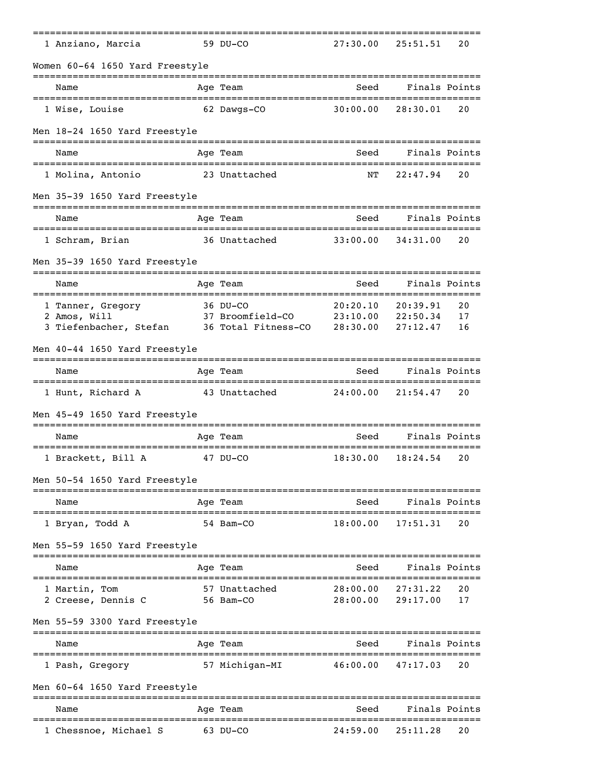| | | | | | |
|---|---|---|---|---|---|
| 1 Anziano, Marcia | 59 | DU-CO | 27:30.00 | 25:51.51 | 20 |

Women 60-64 1650 Yard Freestyle

| Name | Age | Team | Seed | Finals | Points |
|---|---|---|---|---|---|
| 1 Wise, Louise | 62 | Dawgs-CO | 30:00.00 | 28:30.01 | 20 |

Men 18-24 1650 Yard Freestyle

| Name | Age | Team | Seed | Finals | Points |
|---|---|---|---|---|---|
| 1 Molina, Antonio | 23 | Unattached | NT | 22:47.94 | 20 |

Men 35-39 1650 Yard Freestyle

| Name | Age | Team | Seed | Finals | Points |
|---|---|---|---|---|---|
| 1 Schram, Brian | 36 | Unattached | 33:00.00 | 34:31.00 | 20 |

Men 35-39 1650 Yard Freestyle

| Name | Age | Team | Seed | Finals | Points |
|---|---|---|---|---|---|
| 1 Tanner, Gregory | 36 | DU-CO | 20:20.10 | 20:39.91 | 20 |
| 2 Amos, Will | 37 | Broomfield-CO | 23:10.00 | 22:50.34 | 17 |
| 3 Tiefenbacher, Stefan | 36 | Total Fitness-CO | 28:30.00 | 27:12.47 | 16 |

Men 40-44 1650 Yard Freestyle

| Name | Age | Team | Seed | Finals | Points |
|---|---|---|---|---|---|
| 1 Hunt, Richard A | 43 | Unattached | 24:00.00 | 21:54.47 | 20 |

Men 45-49 1650 Yard Freestyle

| Name | Age | Team | Seed | Finals | Points |
|---|---|---|---|---|---|
| 1 Brackett, Bill A | 47 | DU-CO | 18:30.00 | 18:24.54 | 20 |

Men 50-54 1650 Yard Freestyle

| Name | Age | Team | Seed | Finals | Points |
|---|---|---|---|---|---|
| 1 Bryan, Todd A | 54 | Bam-CO | 18:00.00 | 17:51.31 | 20 |

Men 55-59 1650 Yard Freestyle

| Name | Age | Team | Seed | Finals | Points |
|---|---|---|---|---|---|
| 1 Martin, Tom | 57 | Unattached | 28:00.00 | 27:31.22 | 20 |
| 2 Creese, Dennis C | 56 | Bam-CO | 28:00.00 | 29:17.00 | 17 |

Men 55-59 3300 Yard Freestyle

| Name | Age | Team | Seed | Finals | Points |
|---|---|---|---|---|---|
| 1 Pash, Gregory | 57 | Michigan-MI | 46:00.00 | 47:17.03 | 20 |

Men 60-64 1650 Yard Freestyle

| Name | Age | Team | Seed | Finals | Points |
|---|---|---|---|---|---|
| 1 Chessnoe, Michael S | 63 | DU-CO | 24:59.00 | 25:11.28 | 20 |